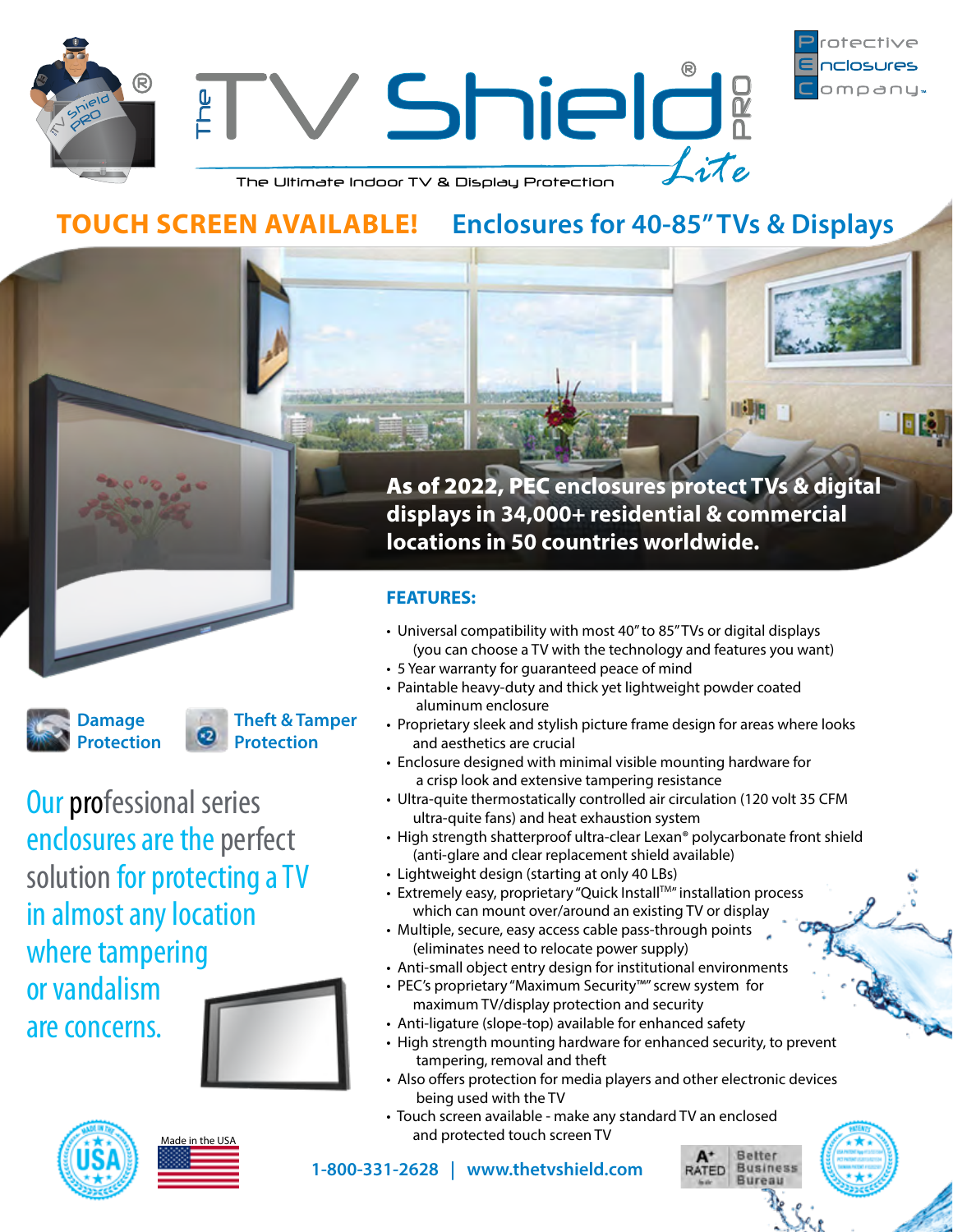# The TV Shield® PRO Lite

The Ultimate Indoor TV & Display Protection

Protective Enclosures Company™

## TOUCH SCREEN AVAILABLE! Enclosures for 40-85" TVs & Displays

**As of 2022, PEC enclosures protect TVs & digital displays in 34,000+ residential & commercial locations in 50 countries worldwide.**

**Damage Protection**

**Theft & Tamper Protection**

Our professional series enclosures are the perfect solution for protecting a TV in almost any location where tampering or vandalism are concerns.

### FEATURES:

- Universal compatibility with most 40" to 85" TVs or digital displays (you can choose a TV with the technology and features you want)
- 5 Year warranty for guaranteed peace of mind
- Paintable heavy-duty and thick yet lightweight powder coated aluminum enclosure
- Proprietary sleek and stylish picture frame design for areas where looks and aesthetics are crucial
- Enclosure designed with minimal visible mounting hardware for a crisp look and extensive tampering resistance
- Ultra-quite thermostatically controlled air circulation (120 volt 35 CFM ultra-quite fans) and heat exhaustion system
- High strength shatterproof ultra-clear Lexan® polycarbonate front shield (anti-glare and clear replacement shield available)
- Lightweight design (starting at only 40 LBs)
- Extremely easy, proprietary "Quick Install™" installation process which can mount over/around an existing TV or display
- Multiple, secure, easy access cable pass-through points (eliminates need to relocate power supply)
- Anti-small object entry design for institutional environments
- PEC's proprietary "Maximum Security™" screw system for maximum TV/display protection and security
- Anti-ligature (slope-top) available for enhanced safety
- High strength mounting hardware for enhanced security, to prevent tampering, removal and theft
- Also offers protection for media players and other electronic devices being used with the TV
- Touch screen available - make any standard TV an enclosed and protected touch screen TV

Made in the USA

1-800-331-2628 | www.thetvshield.com

A+ RATED Better Business Bureau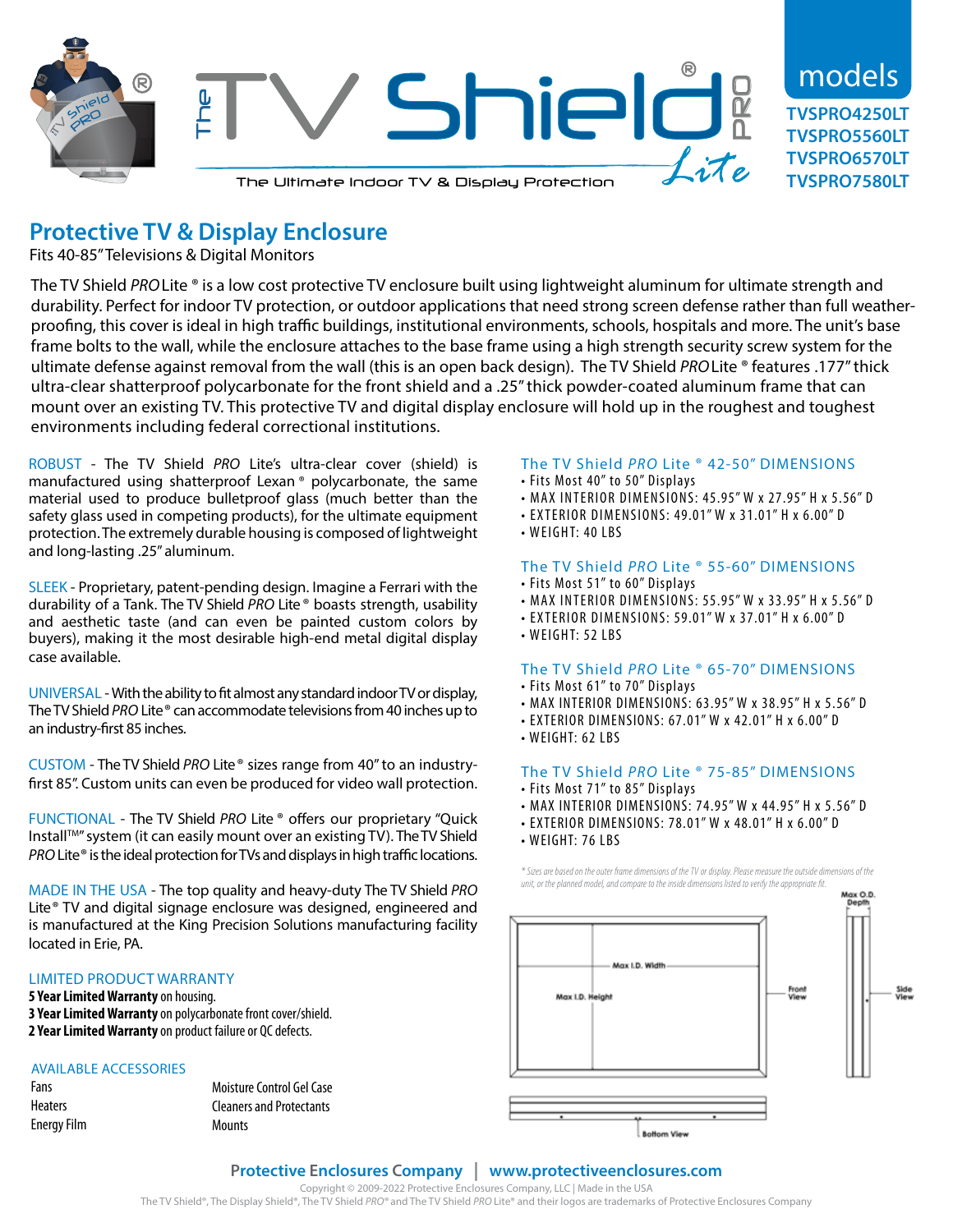# The TV Shield® PRO Lite

The Ultimate Indoor TV & Display Protection

## models

- TVSPRO4250LT
- TVSPRO5560LT
- TVSPRO6570LT
- TVSPRO7580LT

## Protective TV & Display Enclosure

Fits 40-85" Televisions & Digital Monitors

The TV Shield *PRO* Lite ® is a low cost protective TV enclosure built using lightweight aluminum for ultimate strength and durability. Perfect for indoor TV protection, or outdoor applications that need strong screen defense rather than full weather-proofing, this cover is ideal in high traffic buildings, institutional environments, schools, hospitals and more. The unit's base frame bolts to the wall, while the enclosure attaches to the base frame using a high strength security screw system for the ultimate defense against removal from the wall (this is an open back design). The TV Shield *PRO* Lite ® features .177" thick ultra-clear shatterproof polycarbonate for the front shield and a .25" thick powder-coated aluminum frame that can mount over an existing TV. This protective TV and digital display enclosure will hold up in the roughest and toughest environments including federal correctional institutions.

ROBUST - The TV Shield *PRO* Lite's ultra-clear cover (shield) is manufactured using shatterproof Lexan ® polycarbonate, the same material used to produce bulletproof glass (much better than the safety glass used in competing products), for the ultimate equipment protection. The extremely durable housing is composed of lightweight and long-lasting .25" aluminum.

SLEEK - Proprietary, patent-pending design. Imagine a Ferrari with the durability of a Tank. The TV Shield *PRO* Lite ® boasts strength, usability and aesthetic taste (and can even be painted custom colors by buyers), making it the most desirable high-end metal digital display case available.

UNIVERSAL - With the ability to fit almost any standard indoor TV or display, The TV Shield *PRO* Lite ® can accommodate televisions from 40 inches up to an industry-first 85 inches.

CUSTOM - The TV Shield *PRO* Lite ® sizes range from 40" to an industry-first 85". Custom units can even be produced for video wall protection.

FUNCTIONAL - The TV Shield *PRO* Lite ® offers our proprietary "Quick Install™" system (it can easily mount over an existing TV). The TV Shield *PRO* Lite ® is the ideal protection for TVs and displays in high traffic locations.

MADE IN THE USA - The top quality and heavy-duty The TV Shield *PRO* Lite ® TV and digital signage enclosure was designed, engineered and is manufactured at the King Precision Solutions manufacturing facility located in Erie, PA.

### LIMITED PRODUCT WARRANTY

**5 Year Limited Warranty** on housing.
**3 Year Limited Warranty** on polycarbonate front cover/shield.
**2 Year Limited Warranty** on product failure or QC defects.

### AVAILABLE ACCESSORIES

- Fans
- Heaters
- Energy Film
- Moisture Control Gel Case
- Cleaners and Protectants
- Mounts

### The TV Shield *PRO* Lite ® 42-50" DIMENSIONS

- Fits Most 40" to 50" Displays
- MAX INTERIOR DIMENSIONS: 45.95" W x 27.95" H x 5.56" D
- EXTERIOR DIMENSIONS: 49.01" W x 31.01" H x 6.00" D
- WEIGHT: 40 LBS

### The TV Shield *PRO* Lite ® 55-60" DIMENSIONS

- Fits Most 51" to 60" Displays
- MAX INTERIOR DIMENSIONS: 55.95" W x 33.95" H x 5.56" D
- EXTERIOR DIMENSIONS: 59.01" W x 37.01" H x 6.00" D
- WEIGHT: 52 LBS

### The TV Shield *PRO* Lite ® 65-70" DIMENSIONS

- Fits Most 61" to 70" Displays
- MAX INTERIOR DIMENSIONS: 63.95" W x 38.95" H x 5.56" D
- EXTERIOR DIMENSIONS: 67.01" W x 42.01" H x 6.00" D
- WEIGHT: 62 LBS

### The TV Shield *PRO* Lite ® 75-85" DIMENSIONS

- Fits Most 71" to 85" Displays
- MAX INTERIOR DIMENSIONS: 74.95" W x 44.95" H x 5.56" D
- EXTERIOR DIMENSIONS: 78.01" W x 48.01" H x 6.00" D
- WEIGHT: 76 LBS

*\* Sizes are based on the outer frame dimensions of the TV or display. Please measure the outside dimensions of the unit, or the planned model, and compare to the inside dimensions listed to verify the appropriate fit.*

Max I.D. Width
Max I.D. Height
Front View
Max O.D. Depth
Side View
Bottom View

**Protective Enclosures Company | www.protectiveenclosures.com**

Copyright © 2009-2022 Protective Enclosures Company, LLC | Made in the USA
The TV Shield®, The Display Shield®, The TV Shield *PRO*® and The TV Shield *PRO* Lite® and their logos are trademarks of Protective Enclosures Company